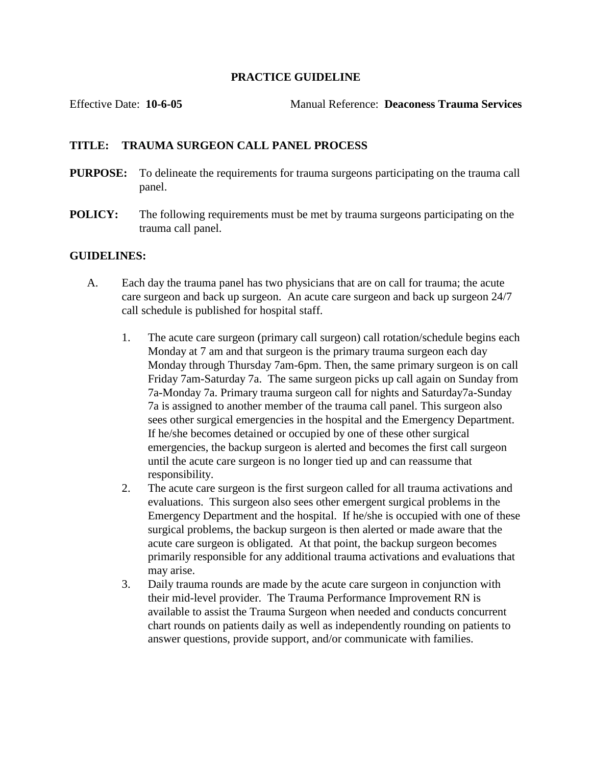**PRACTICE GUIDELINE**

Effective Date: **10-6-05** Manual Reference: **Deaconess Trauma Services**

**TITLE: TRAUMA SURGEON CALL PANEL PROCESS**

**PURPOSE:** To delineate the requirements for trauma surgeons participating on the trauma call panel.

**POLICY:** The following requirements must be met by trauma surgeons participating on the trauma call panel.

**GUIDELINES:**

A. Each day the trauma panel has two physicians that are on call for trauma; the acute care surgeon and back up surgeon. An acute care surgeon and back up surgeon 24/7 call schedule is published for hospital staff.

1. The acute care surgeon (primary call surgeon) call rotation/schedule begins each Monday at 7 am and that surgeon is the primary trauma surgeon each day Monday through Thursday 7am-6pm. Then, the same primary surgeon is on call Friday 7am-Saturday 7a. The same surgeon picks up call again on Sunday from 7a-Monday 7a. Primary trauma surgeon call for nights and Saturday7a-Sunday 7a is assigned to another member of the trauma call panel. This surgeon also sees other surgical emergencies in the hospital and the Emergency Department. If he/she becomes detained or occupied by one of these other surgical emergencies, the backup surgeon is alerted and becomes the first call surgeon until the acute care surgeon is no longer tied up and can reassume that responsibility.
2. The acute care surgeon is the first surgeon called for all trauma activations and evaluations. This surgeon also sees other emergent surgical problems in the Emergency Department and the hospital. If he/she is occupied with one of these surgical problems, the backup surgeon is then alerted or made aware that the acute care surgeon is obligated. At that point, the backup surgeon becomes primarily responsible for any additional trauma activations and evaluations that may arise.
3. Daily trauma rounds are made by the acute care surgeon in conjunction with their mid-level provider. The Trauma Performance Improvement RN is available to assist the Trauma Surgeon when needed and conducts concurrent chart rounds on patients daily as well as independently rounding on patients to answer questions, provide support, and/or communicate with families.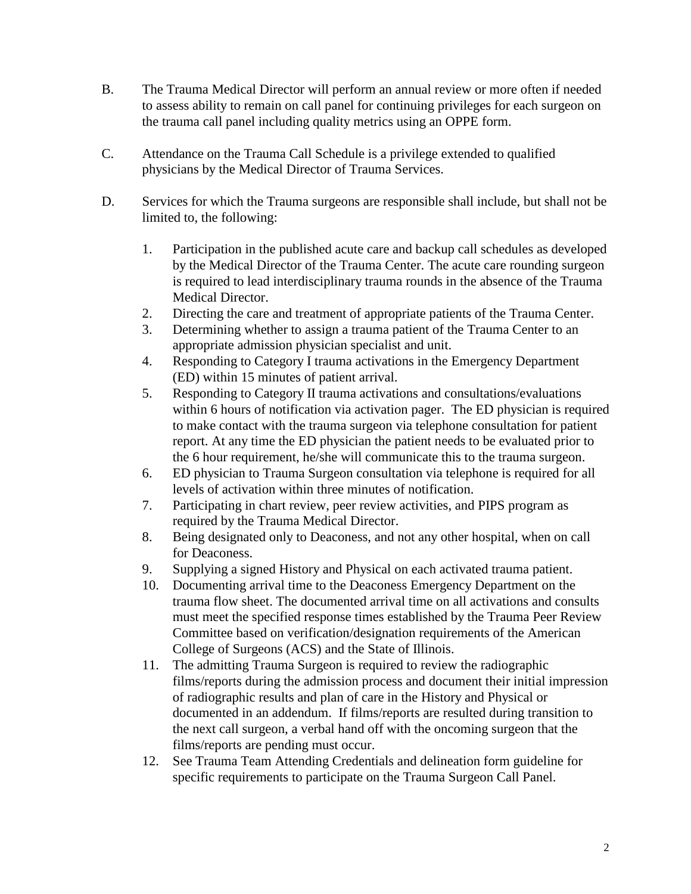B. The Trauma Medical Director will perform an annual review or more often if needed to assess ability to remain on call panel for continuing privileges for each surgeon on the trauma call panel including quality metrics using an OPPE form.

C. Attendance on the Trauma Call Schedule is a privilege extended to qualified physicians by the Medical Director of Trauma Services.

D. Services for which the Trauma surgeons are responsible shall include, but shall not be limited to, the following:

1. Participation in the published acute care and backup call schedules as developed by the Medical Director of the Trauma Center. The acute care rounding surgeon is required to lead interdisciplinary trauma rounds in the absence of the Trauma Medical Director.
2. Directing the care and treatment of appropriate patients of the Trauma Center.
3. Determining whether to assign a trauma patient of the Trauma Center to an appropriate admission physician specialist and unit.
4. Responding to Category I trauma activations in the Emergency Department (ED) within 15 minutes of patient arrival.
5. Responding to Category II trauma activations and consultations/evaluations within 6 hours of notification via activation pager. The ED physician is required to make contact with the trauma surgeon via telephone consultation for patient report. At any time the ED physician the patient needs to be evaluated prior to the 6 hour requirement, he/she will communicate this to the trauma surgeon.
6. ED physician to Trauma Surgeon consultation via telephone is required for all levels of activation within three minutes of notification.
7. Participating in chart review, peer review activities, and PIPS program as required by the Trauma Medical Director.
8. Being designated only to Deaconess, and not any other hospital, when on call for Deaconess.
9. Supplying a signed History and Physical on each activated trauma patient.
10. Documenting arrival time to the Deaconess Emergency Department on the trauma flow sheet. The documented arrival time on all activations and consults must meet the specified response times established by the Trauma Peer Review Committee based on verification/designation requirements of the American College of Surgeons (ACS) and the State of Illinois.
11. The admitting Trauma Surgeon is required to review the radiographic films/reports during the admission process and document their initial impression of radiographic results and plan of care in the History and Physical or documented in an addendum. If films/reports are resulted during transition to the next call surgeon, a verbal hand off with the oncoming surgeon that the films/reports are pending must occur.
12. See Trauma Team Attending Credentials and delineation form guideline for specific requirements to participate on the Trauma Surgeon Call Panel.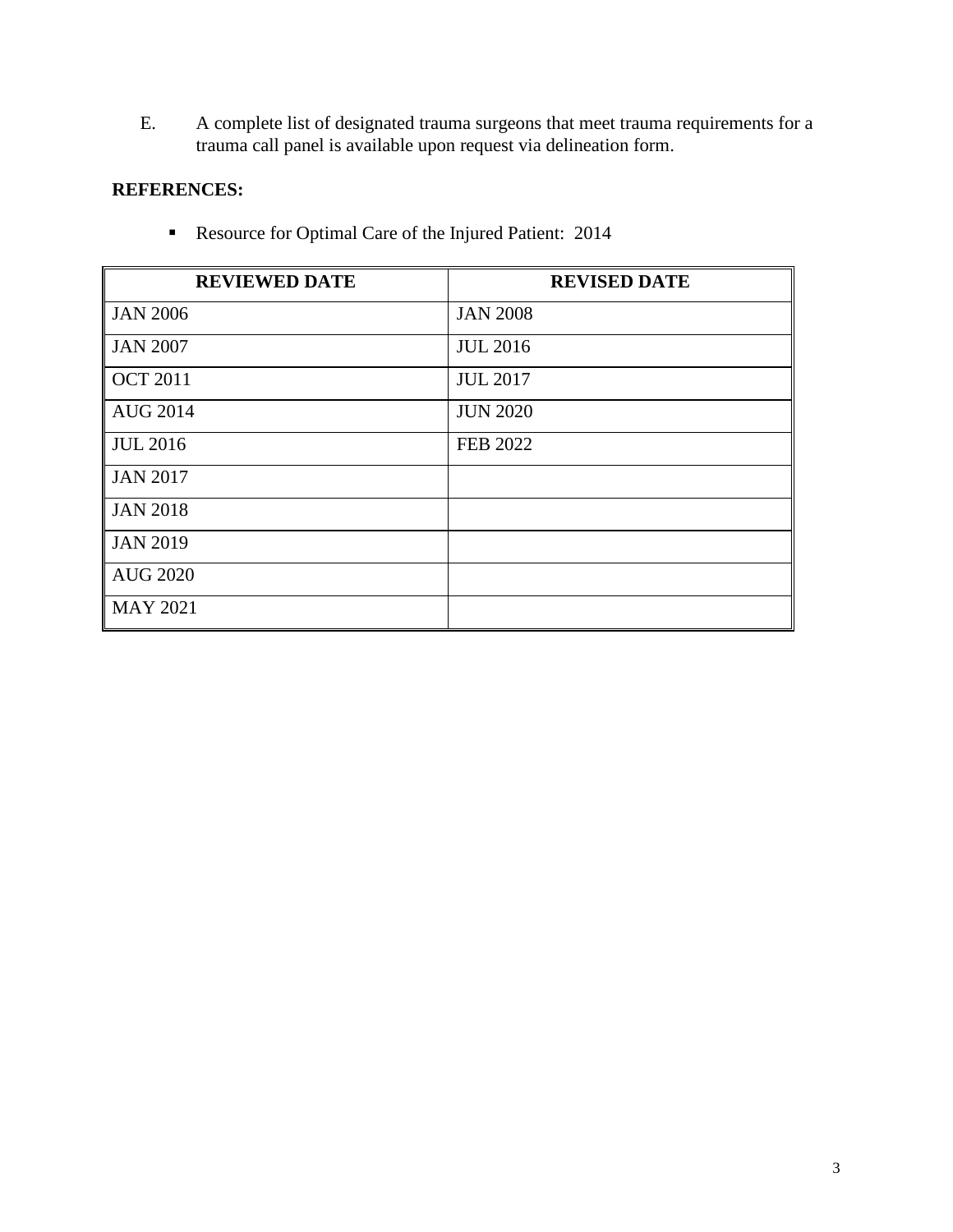E. A complete list of designated trauma surgeons that meet trauma requirements for a trauma call panel is available upon request via delineation form.

**REFERENCES:**

- Resource for Optimal Care of the Injured Patient: 2014

| REVIEWED DATE | REVISED DATE |
|---|---|
| JAN 2006 | JAN 2008 |
| JAN 2007 | JUL 2016 |
| OCT 2011 | JUL 2017 |
| AUG 2014 | JUN 2020 |
| JUL 2016 | FEB 2022 |
| JAN 2017 | |
| JAN 2018 | |
| JAN 2019 | |
| AUG 2020 | |
| MAY 2021 | |